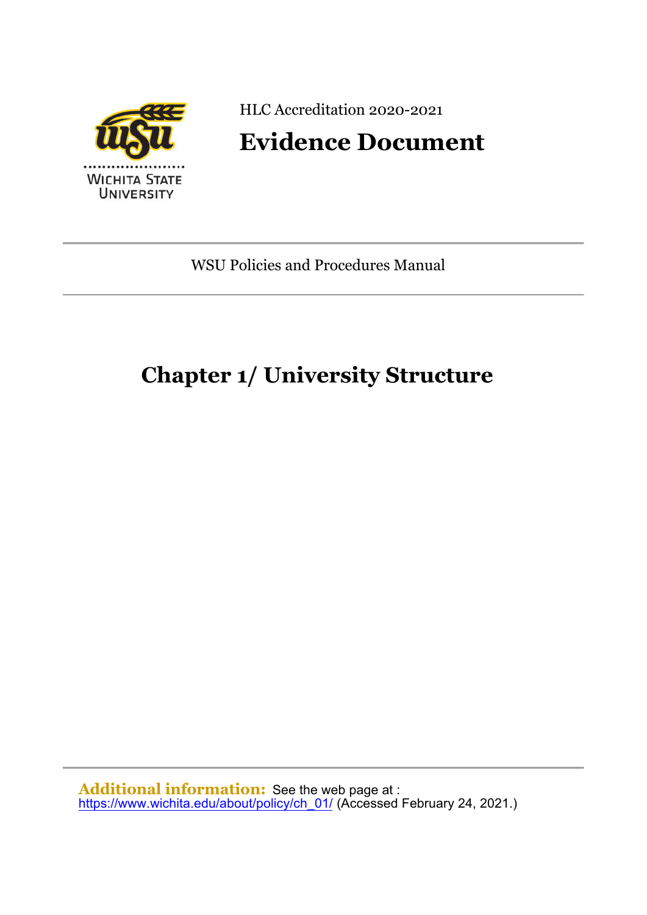HLC Accreditation 2020-2021

# Evidence Document

WSU Policies and Procedures Manual

# Chapter 1/ University Structure

**Additional information:** See the web page at : https://www.wichita.edu/about/policy/ch_01/ (Accessed February 24, 2021.)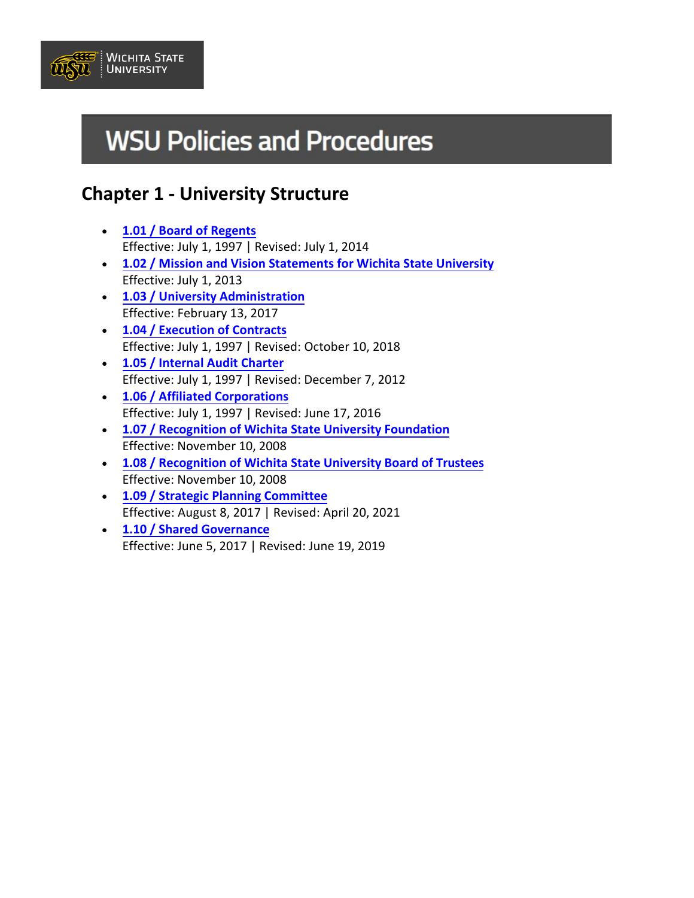Wichita State University

# WSU Policies and Procedures

## Chapter 1 - University Structure

- **1.01 / Board of Regents**
  Effective: July 1, 1997 | Revised: July 1, 2014
- **1.02 / Mission and Vision Statements for Wichita State University**
  Effective: July 1, 2013
- **1.03 / University Administration**
  Effective: February 13, 2017
- **1.04 / Execution of Contracts**
  Effective: July 1, 1997 | Revised: October 10, 2018
- **1.05 / Internal Audit Charter**
  Effective: July 1, 1997 | Revised: December 7, 2012
- **1.06 / Affiliated Corporations**
  Effective: July 1, 1997 | Revised: June 17, 2016
- **1.07 / Recognition of Wichita State University Foundation**
  Effective: November 10, 2008
- **1.08 / Recognition of Wichita State University Board of Trustees**
  Effective: November 10, 2008
- **1.09 / Strategic Planning Committee**
  Effective: August 8, 2017 | Revised: April 20, 2021
- **1.10 / Shared Governance**
  Effective: June 5, 2017 | Revised: June 19, 2019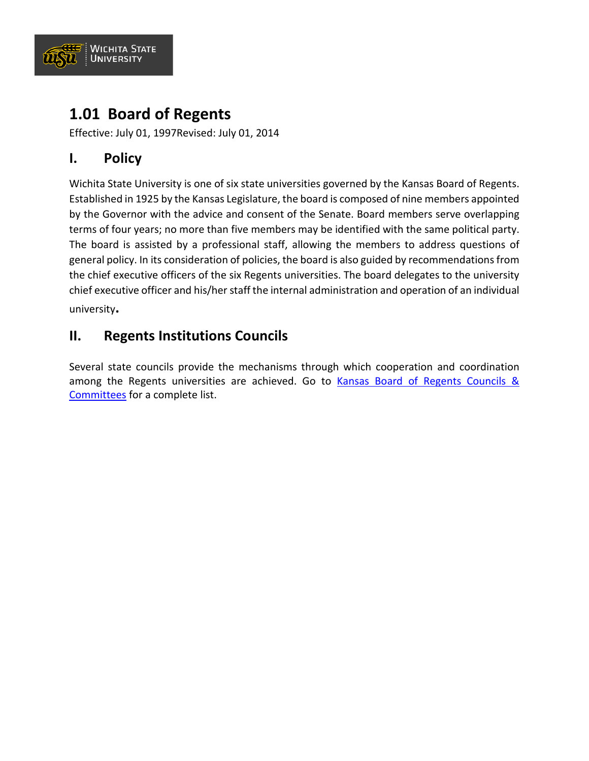# 1.01 Board of Regents

Effective: July 01, 1997Revised: July 01, 2014

## I. Policy

Wichita State University is one of six state universities governed by the Kansas Board of Regents. Established in 1925 by the Kansas Legislature, the board is composed of nine members appointed by the Governor with the advice and consent of the Senate. Board members serve overlapping terms of four years; no more than five members may be identified with the same political party. The board is assisted by a professional staff, allowing the members to address questions of general policy. In its consideration of policies, the board is also guided by recommendations from the chief executive officers of the six Regents universities. The board delegates to the university chief executive officer and his/her staff the internal administration and operation of an individual university.

## II. Regents Institutions Councils

Several state councils provide the mechanisms through which cooperation and coordination among the Regents universities are achieved. Go to [Kansas Board of Regents Councils & Committees]() for a complete list.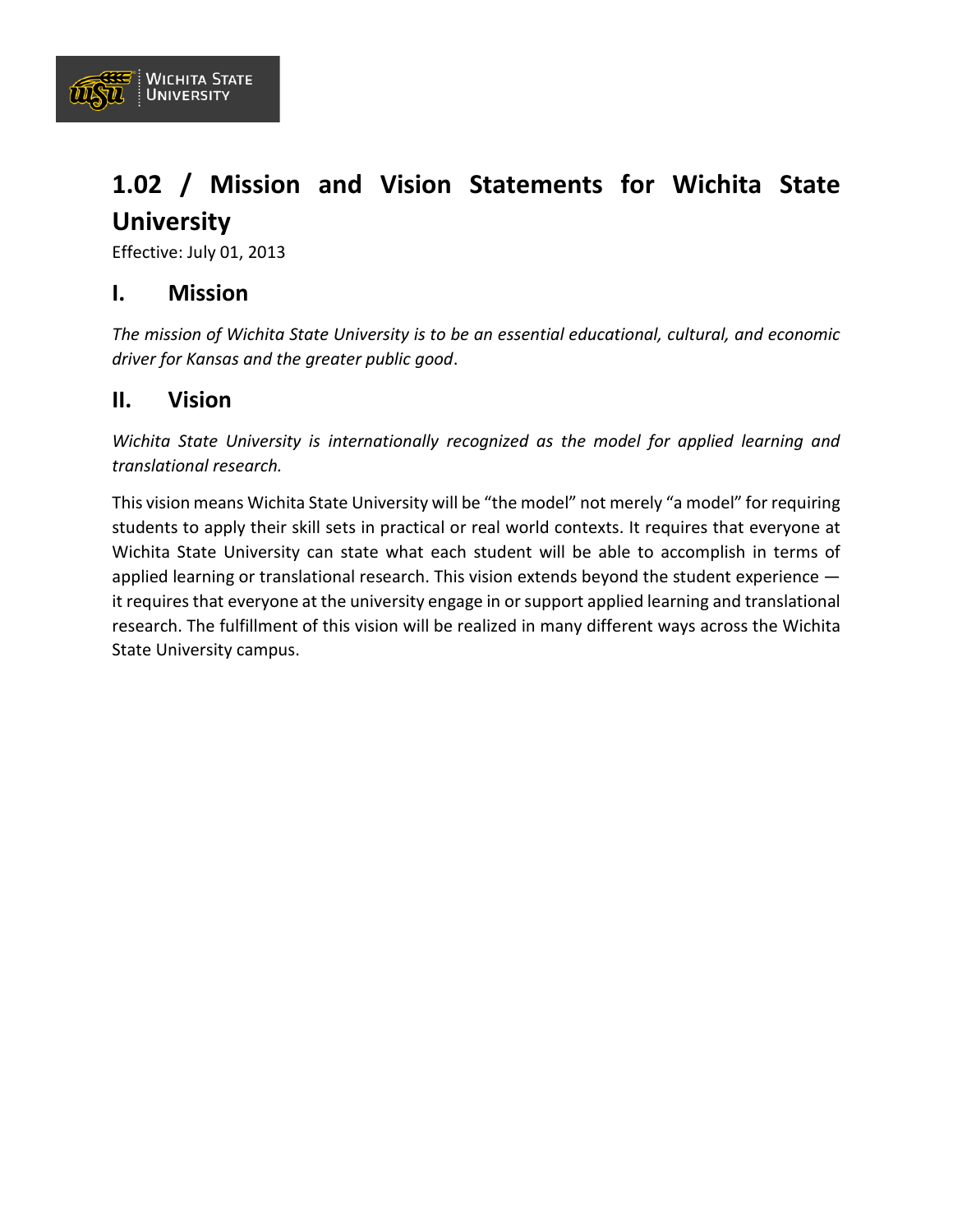# 1.02 / Mission and Vision Statements for Wichita State University

Effective: July 01, 2013

## I. Mission

*The mission of Wichita State University is to be an essential educational, cultural, and economic driver for Kansas and the greater public good*.

## II. Vision

*Wichita State University is internationally recognized as the model for applied learning and translational research.*

This vision means Wichita State University will be "the model" not merely "a model" for requiring students to apply their skill sets in practical or real world contexts. It requires that everyone at Wichita State University can state what each student will be able to accomplish in terms of applied learning or translational research. This vision extends beyond the student experience — it requires that everyone at the university engage in or support applied learning and translational research. The fulfillment of this vision will be realized in many different ways across the Wichita State University campus.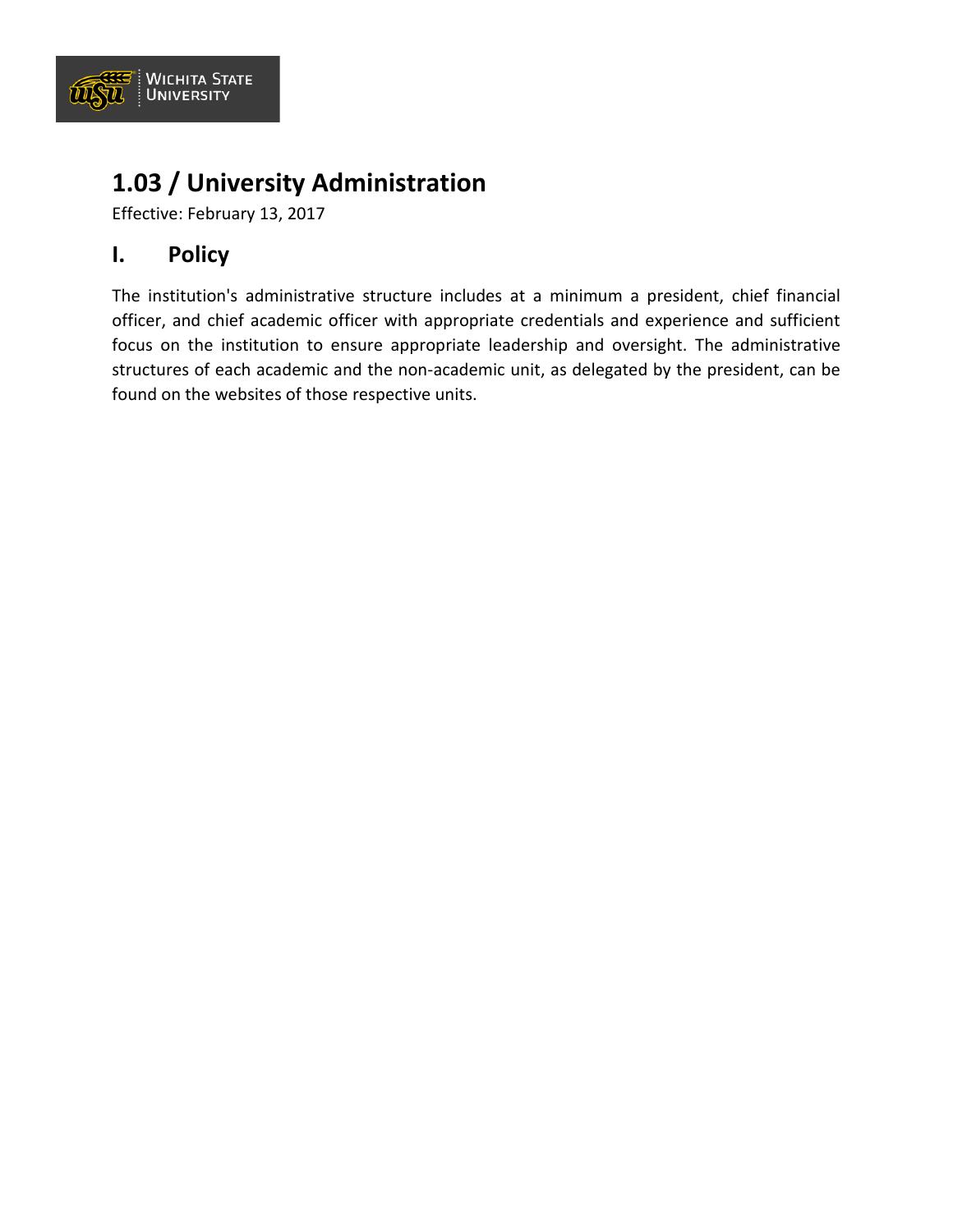# 1.03 / University Administration

Effective: February 13, 2017

## I. Policy

The institution's administrative structure includes at a minimum a president, chief financial officer, and chief academic officer with appropriate credentials and experience and sufficient focus on the institution to ensure appropriate leadership and oversight. The administrative structures of each academic and the non-academic unit, as delegated by the president, can be found on the websites of those respective units.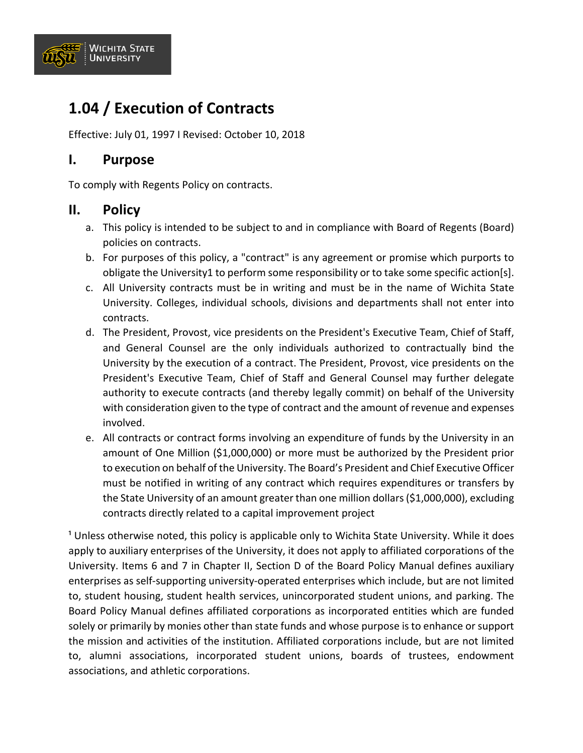# 1.04 / Execution of Contracts

Effective: July 01, 1997 I Revised: October 10, 2018

## I. Purpose

To comply with Regents Policy on contracts.

## II. Policy

a. This policy is intended to be subject to and in compliance with Board of Regents (Board) policies on contracts.
b. For purposes of this policy, a "contract" is any agreement or promise which purports to obligate the University[1] to perform some responsibility or to take some specific action[s].
c. All University contracts must be in writing and must be in the name of Wichita State University. Colleges, individual schools, divisions and departments shall not enter into contracts.
d. The President, Provost, vice presidents on the President's Executive Team, Chief of Staff, and General Counsel are the only individuals authorized to contractually bind the University by the execution of a contract. The President, Provost, vice presidents on the President's Executive Team, Chief of Staff and General Counsel may further delegate authority to execute contracts (and thereby legally commit) on behalf of the University with consideration given to the type of contract and the amount of revenue and expenses involved.
e. All contracts or contract forms involving an expenditure of funds by the University in an amount of One Million ($1,000,000) or more must be authorized by the President prior to execution on behalf of the University. The Board's President and Chief Executive Officer must be notified in writing of any contract which requires expenditures or transfers by the State University of an amount greater than one million dollars ($1,000,000), excluding contracts directly related to a capital improvement project

[1] Unless otherwise noted, this policy is applicable only to Wichita State University. While it does apply to auxiliary enterprises of the University, it does not apply to affiliated corporations of the University. Items 6 and 7 in Chapter II, Section D of the Board Policy Manual defines auxiliary enterprises as self-supporting university-operated enterprises which include, but are not limited to, student housing, student health services, unincorporated student unions, and parking. The Board Policy Manual defines affiliated corporations as incorporated entities which are funded solely or primarily by monies other than state funds and whose purpose is to enhance or support the mission and activities of the institution. Affiliated corporations include, but are not limited to, alumni associations, incorporated student unions, boards of trustees, endowment associations, and athletic corporations.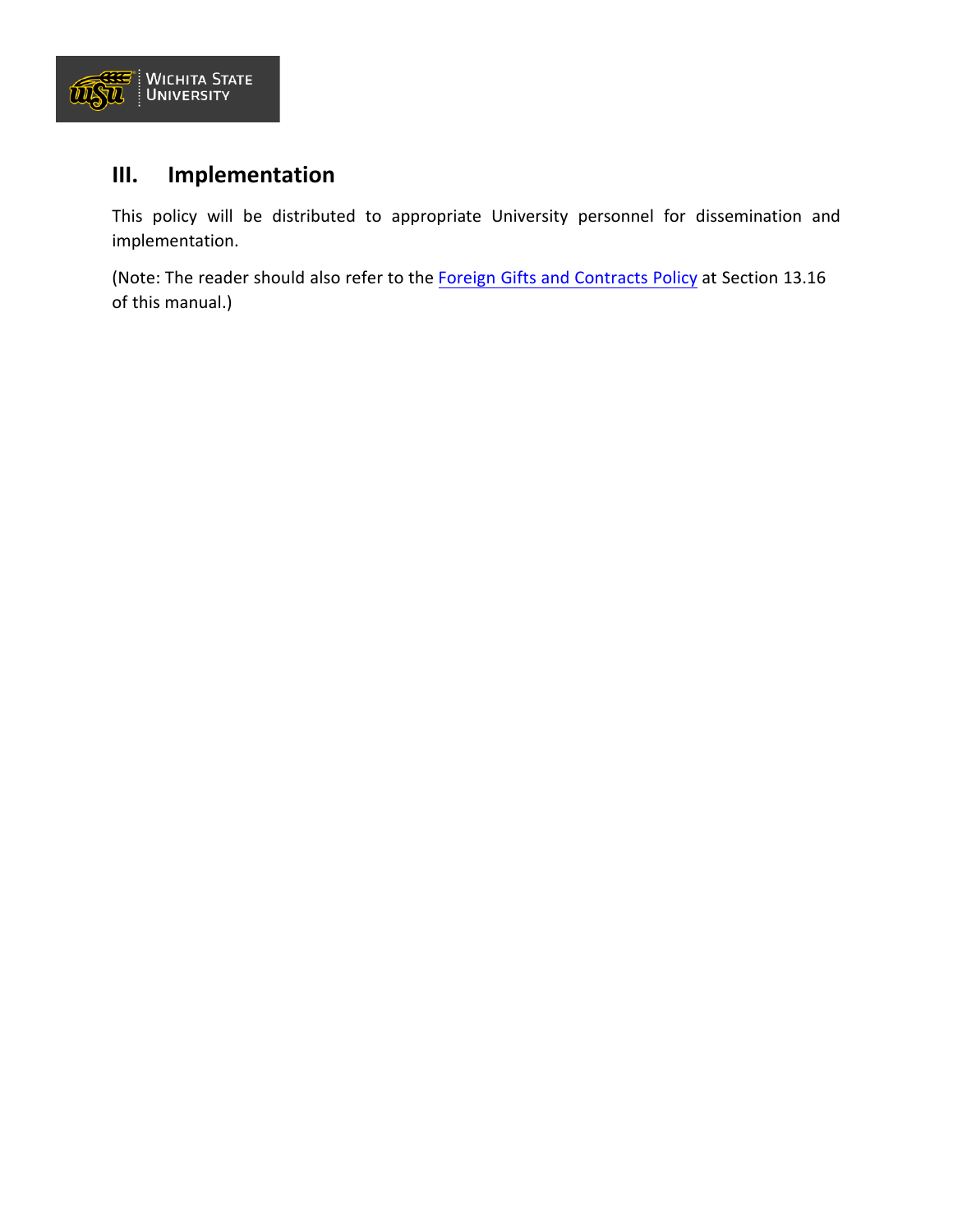## III. Implementation

This policy will be distributed to appropriate University personnel for dissemination and implementation.

(Note: The reader should also refer to the Foreign Gifts and Contracts Policy at Section 13.16 of this manual.)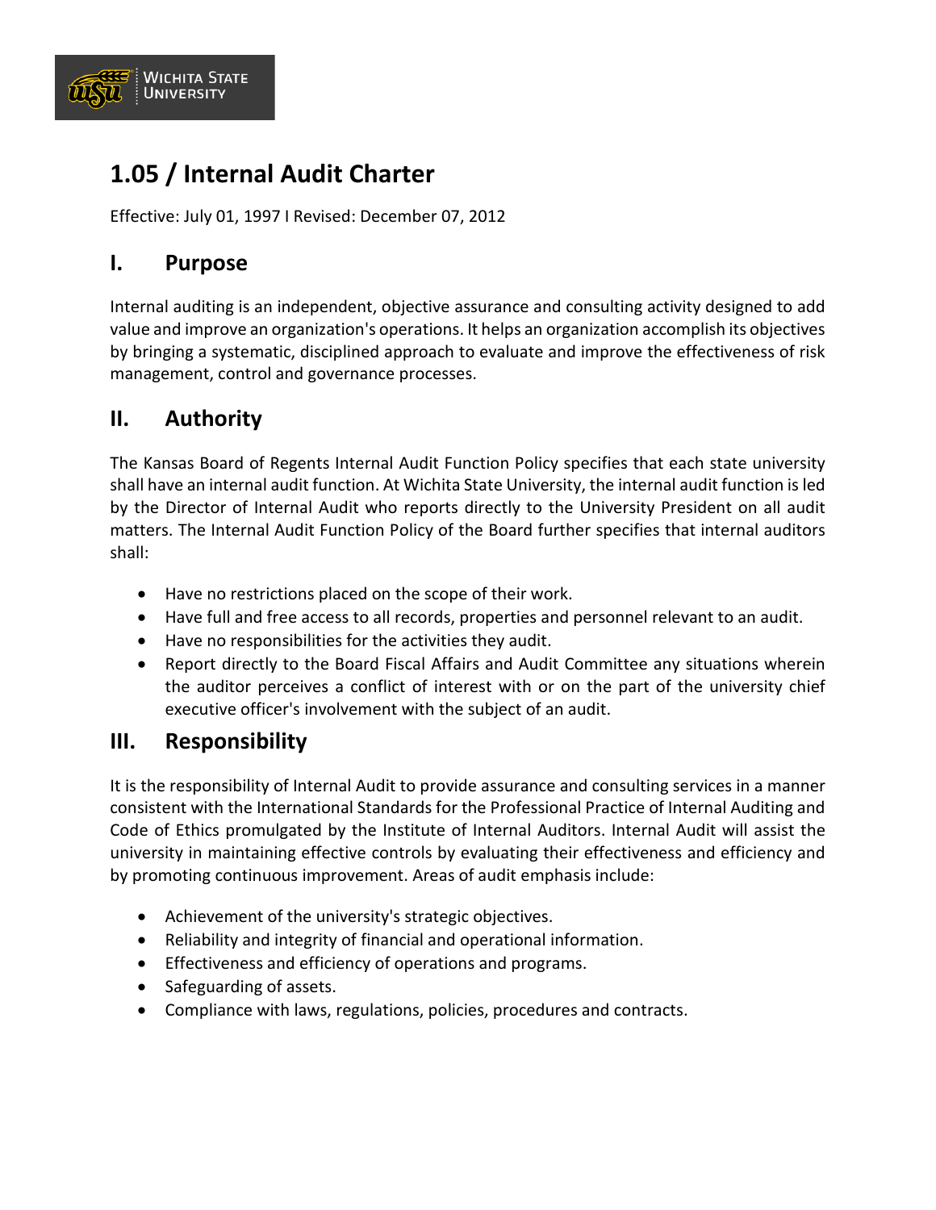# 1.05 / Internal Audit Charter

Effective: July 01, 1997 I Revised: December 07, 2012

## I. Purpose

Internal auditing is an independent, objective assurance and consulting activity designed to add value and improve an organization's operations. It helps an organization accomplish its objectives by bringing a systematic, disciplined approach to evaluate and improve the effectiveness of risk management, control and governance processes.

## II. Authority

The Kansas Board of Regents Internal Audit Function Policy specifies that each state university shall have an internal audit function. At Wichita State University, the internal audit function is led by the Director of Internal Audit who reports directly to the University President on all audit matters. The Internal Audit Function Policy of the Board further specifies that internal auditors shall:

- Have no restrictions placed on the scope of their work.
- Have full and free access to all records, properties and personnel relevant to an audit.
- Have no responsibilities for the activities they audit.
- Report directly to the Board Fiscal Affairs and Audit Committee any situations wherein the auditor perceives a conflict of interest with or on the part of the university chief executive officer's involvement with the subject of an audit.

## III. Responsibility

It is the responsibility of Internal Audit to provide assurance and consulting services in a manner consistent with the International Standards for the Professional Practice of Internal Auditing and Code of Ethics promulgated by the Institute of Internal Auditors. Internal Audit will assist the university in maintaining effective controls by evaluating their effectiveness and efficiency and by promoting continuous improvement. Areas of audit emphasis include:

- Achievement of the university's strategic objectives.
- Reliability and integrity of financial and operational information.
- Effectiveness and efficiency of operations and programs.
- Safeguarding of assets.
- Compliance with laws, regulations, policies, procedures and contracts.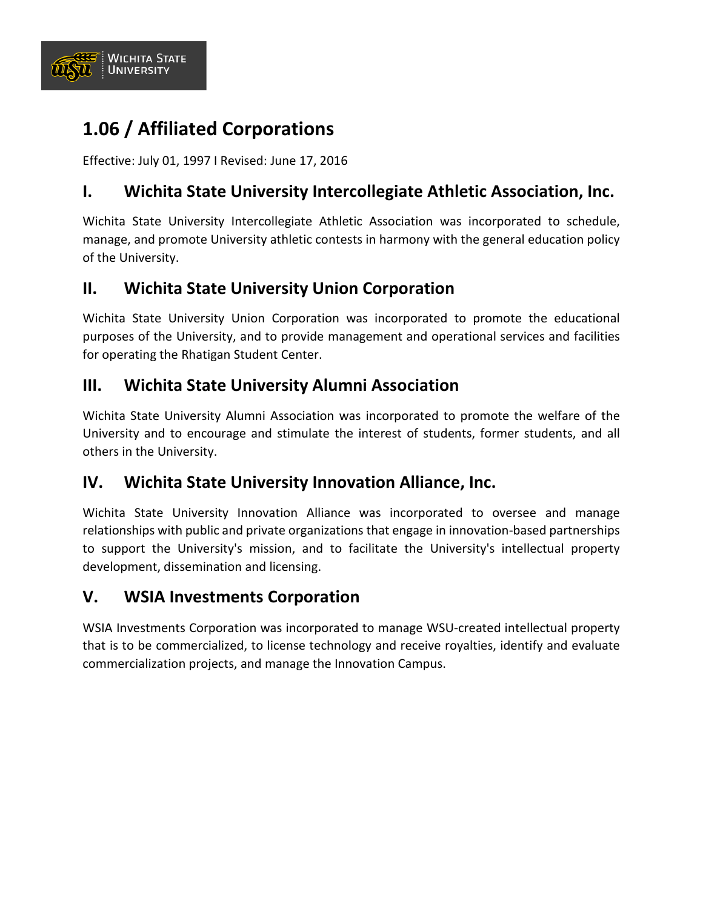# 1.06 / Affiliated Corporations

Effective: July 01, 1997 I Revised: June 17, 2016

## I. Wichita State University Intercollegiate Athletic Association, Inc.

Wichita State University Intercollegiate Athletic Association was incorporated to schedule, manage, and promote University athletic contests in harmony with the general education policy of the University.

## II. Wichita State University Union Corporation

Wichita State University Union Corporation was incorporated to promote the educational purposes of the University, and to provide management and operational services and facilities for operating the Rhatigan Student Center.

## III. Wichita State University Alumni Association

Wichita State University Alumni Association was incorporated to promote the welfare of the University and to encourage and stimulate the interest of students, former students, and all others in the University.

## IV. Wichita State University Innovation Alliance, Inc.

Wichita State University Innovation Alliance was incorporated to oversee and manage relationships with public and private organizations that engage in innovation-based partnerships to support the University's mission, and to facilitate the University's intellectual property development, dissemination and licensing.

## V. WSIA Investments Corporation

WSIA Investments Corporation was incorporated to manage WSU-created intellectual property that is to be commercialized, to license technology and receive royalties, identify and evaluate commercialization projects, and manage the Innovation Campus.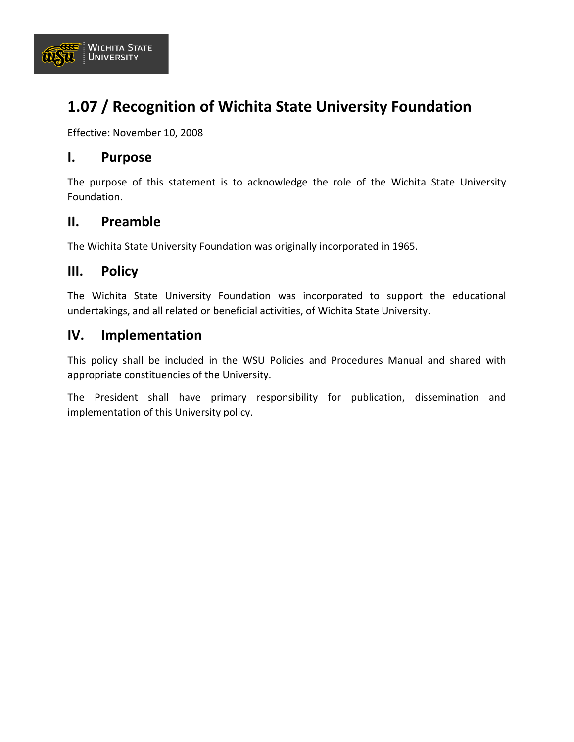# 1.07 / Recognition of Wichita State University Foundation

Effective: November 10, 2008

## I. Purpose

The purpose of this statement is to acknowledge the role of the Wichita State University Foundation.

## II. Preamble

The Wichita State University Foundation was originally incorporated in 1965.

## III. Policy

The Wichita State University Foundation was incorporated to support the educational undertakings, and all related or beneficial activities, of Wichita State University.

## IV. Implementation

This policy shall be included in the WSU Policies and Procedures Manual and shared with appropriate constituencies of the University.

The President shall have primary responsibility for publication, dissemination and implementation of this University policy.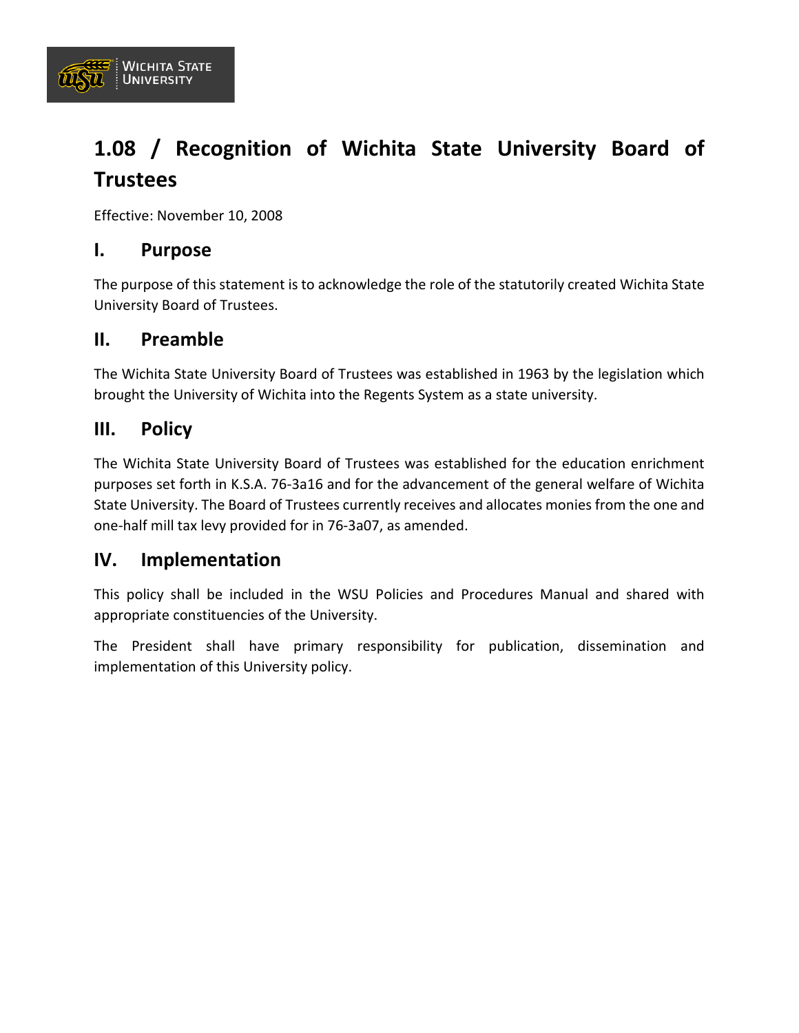# 1.08 / Recognition of Wichita State University Board of Trustees

Effective: November 10, 2008

## I. Purpose

The purpose of this statement is to acknowledge the role of the statutorily created Wichita State University Board of Trustees.

## II. Preamble

The Wichita State University Board of Trustees was established in 1963 by the legislation which brought the University of Wichita into the Regents System as a state university.

## III. Policy

The Wichita State University Board of Trustees was established for the education enrichment purposes set forth in K.S.A. 76-3a16 and for the advancement of the general welfare of Wichita State University. The Board of Trustees currently receives and allocates monies from the one and one-half mill tax levy provided for in 76-3a07, as amended.

## IV. Implementation

This policy shall be included in the WSU Policies and Procedures Manual and shared with appropriate constituencies of the University.

The President shall have primary responsibility for publication, dissemination and implementation of this University policy.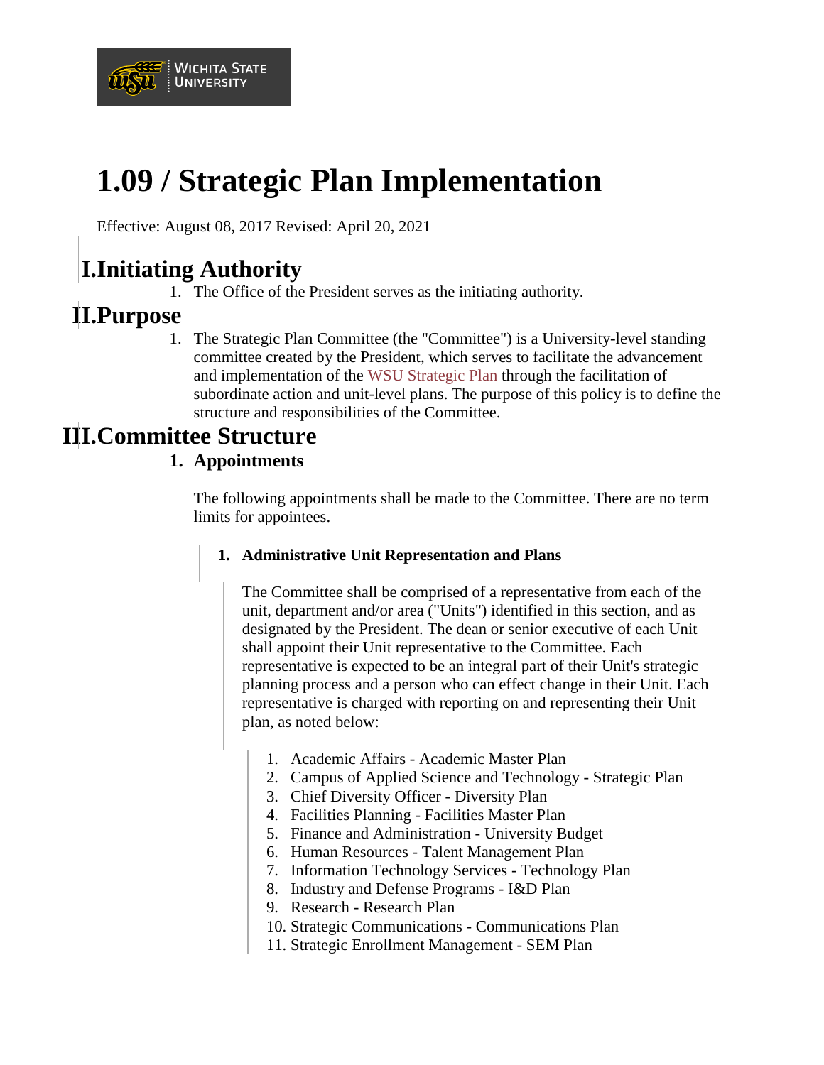# 1.09 / Strategic Plan Implementation

Effective: August 08, 2017 Revised: April 20, 2021

## I. Initiating Authority

1. The Office of the President serves as the initiating authority.

## II. Purpose

1. The Strategic Plan Committee (the "Committee") is a University-level standing committee created by the President, which serves to facilitate the advancement and implementation of the WSU Strategic Plan through the facilitation of subordinate action and unit-level plans. The purpose of this policy is to define the structure and responsibilities of the Committee.

## III. Committee Structure

### 1. Appointments

The following appointments shall be made to the Committee. There are no term limits for appointees.

#### 1. Administrative Unit Representation and Plans

The Committee shall be comprised of a representative from each of the unit, department and/or area ("Units") identified in this section, and as designated by the President. The dean or senior executive of each Unit shall appoint their Unit representative to the Committee. Each representative is expected to be an integral part of their Unit's strategic planning process and a person who can effect change in their Unit. Each representative is charged with reporting on and representing their Unit plan, as noted below:

1. Academic Affairs - Academic Master Plan
2. Campus of Applied Science and Technology - Strategic Plan
3. Chief Diversity Officer - Diversity Plan
4. Facilities Planning - Facilities Master Plan
5. Finance and Administration - University Budget
6. Human Resources - Talent Management Plan
7. Information Technology Services - Technology Plan
8. Industry and Defense Programs - I&D Plan
9. Research - Research Plan
10. Strategic Communications - Communications Plan
11. Strategic Enrollment Management - SEM Plan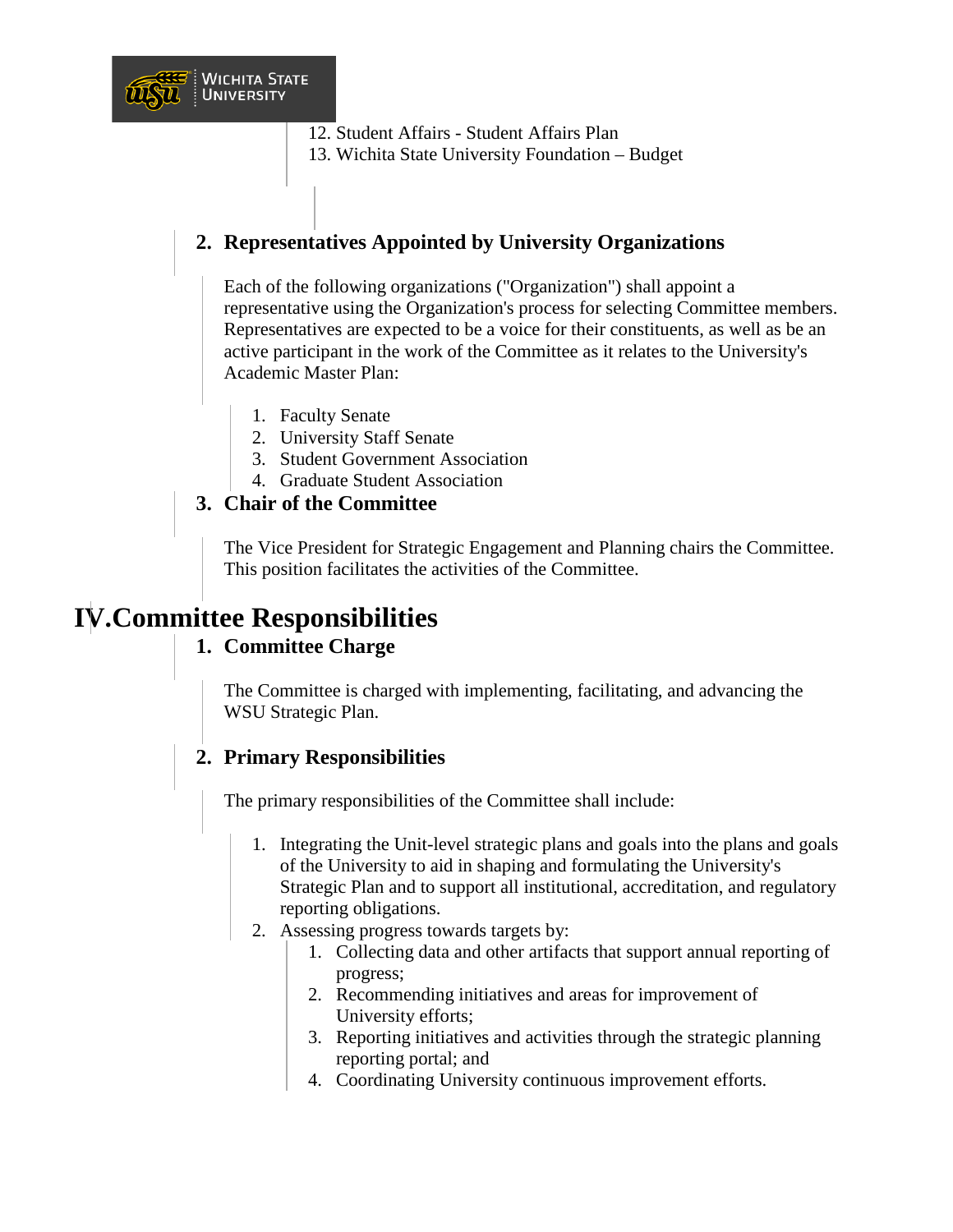12. Student Affairs - Student Affairs Plan
13. Wichita State University Foundation – Budget

### 2. Representatives Appointed by University Organizations

Each of the following organizations ("Organization") shall appoint a representative using the Organization's process for selecting Committee members. Representatives are expected to be a voice for their constituents, as well as be an active participant in the work of the Committee as it relates to the University's Academic Master Plan:

1. Faculty Senate
2. University Staff Senate
3. Student Government Association
4. Graduate Student Association

### 3. Chair of the Committee

The Vice President for Strategic Engagement and Planning chairs the Committee. This position facilitates the activities of the Committee.

## IV. Committee Responsibilities

### 1. Committee Charge

The Committee is charged with implementing, facilitating, and advancing the WSU Strategic Plan.

### 2. Primary Responsibilities

The primary responsibilities of the Committee shall include:

1. Integrating the Unit-level strategic plans and goals into the plans and goals of the University to aid in shaping and formulating the University's Strategic Plan and to support all institutional, accreditation, and regulatory reporting obligations.
2. Assessing progress towards targets by:
    1. Collecting data and other artifacts that support annual reporting of progress;
    2. Recommending initiatives and areas for improvement of University efforts;
    3. Reporting initiatives and activities through the strategic planning reporting portal; and
    4. Coordinating University continuous improvement efforts.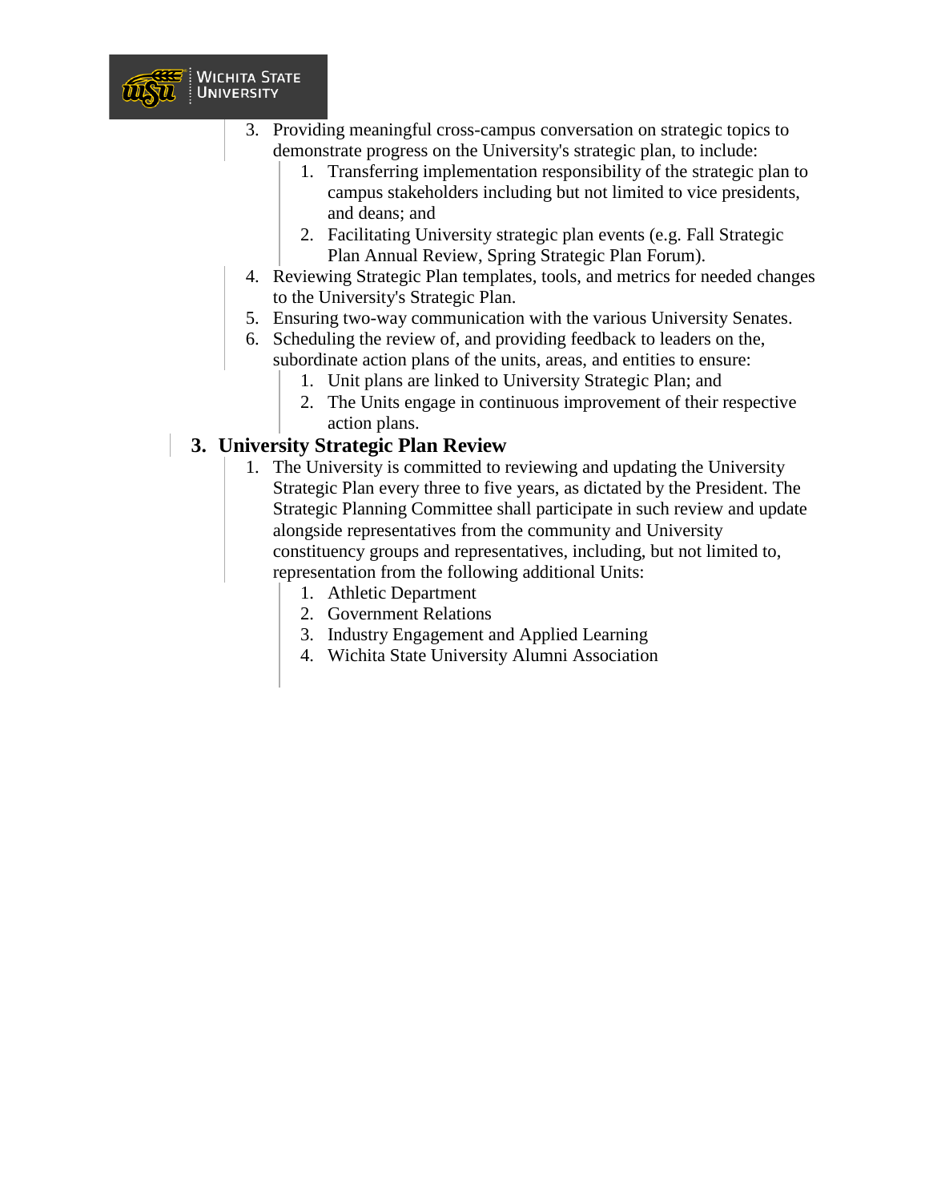3. Providing meaningful cross-campus conversation on strategic topics to demonstrate progress on the University's strategic plan, to include:
    1. Transferring implementation responsibility of the strategic plan to campus stakeholders including but not limited to vice presidents, and deans; and
    2. Facilitating University strategic plan events (e.g. Fall Strategic Plan Annual Review, Spring Strategic Plan Forum).
4. Reviewing Strategic Plan templates, tools, and metrics for needed changes to the University's Strategic Plan.
5. Ensuring two-way communication with the various University Senates.
6. Scheduling the review of, and providing feedback to leaders on the, subordinate action plans of the units, areas, and entities to ensure:
    1. Unit plans are linked to University Strategic Plan; and
    2. The Units engage in continuous improvement of their respective action plans.

### 3. University Strategic Plan Review

1. The University is committed to reviewing and updating the University Strategic Plan every three to five years, as dictated by the President. The Strategic Planning Committee shall participate in such review and update alongside representatives from the community and University constituency groups and representatives, including, but not limited to, representation from the following additional Units:
    1. Athletic Department
    2. Government Relations
    3. Industry Engagement and Applied Learning
    4. Wichita State University Alumni Association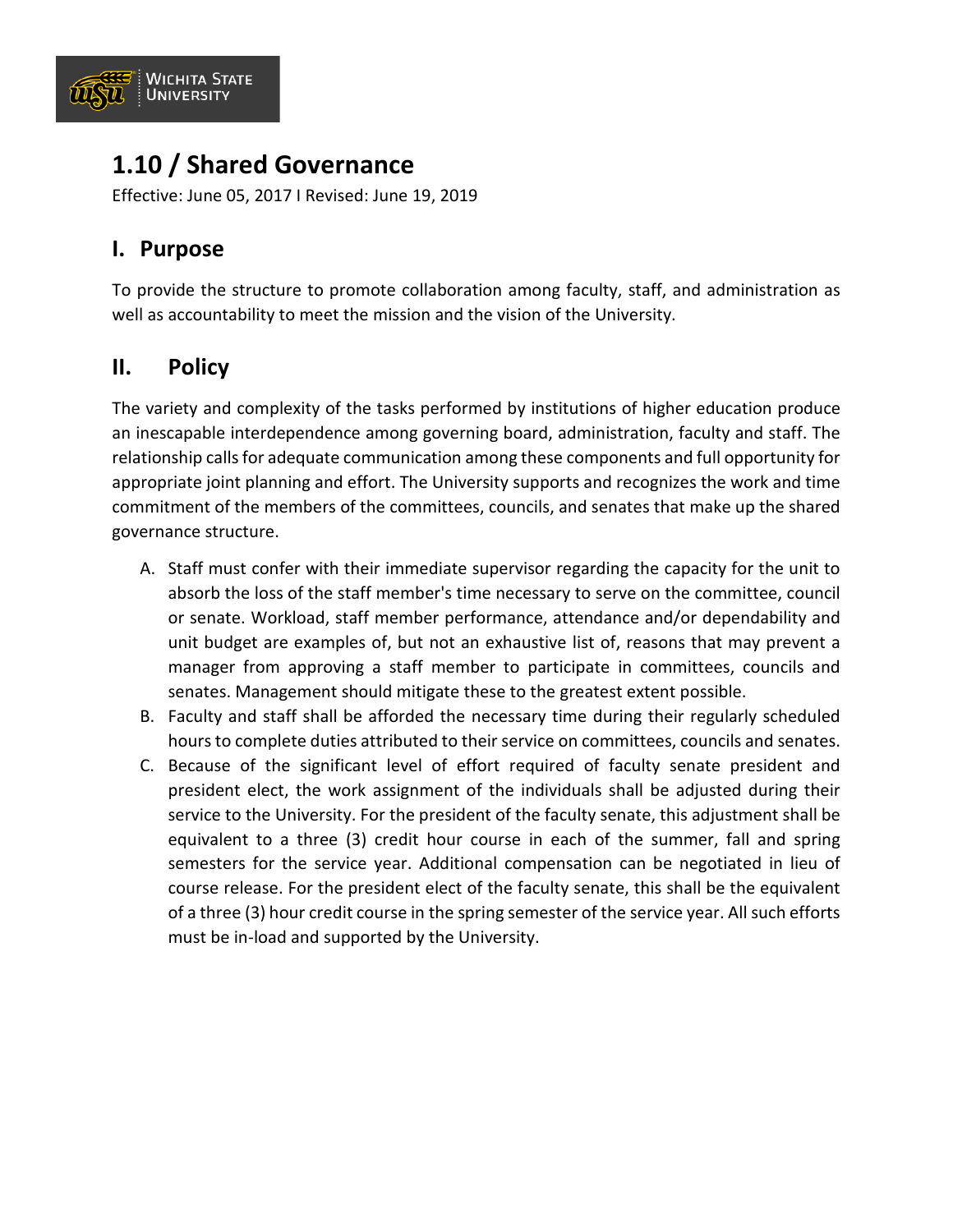# 1.10 / Shared Governance

Effective: June 05, 2017 I Revised: June 19, 2019

## I. Purpose

To provide the structure to promote collaboration among faculty, staff, and administration as well as accountability to meet the mission and the vision of the University.

## II. Policy

The variety and complexity of the tasks performed by institutions of higher education produce an inescapable interdependence among governing board, administration, faculty and staff. The relationship calls for adequate communication among these components and full opportunity for appropriate joint planning and effort. The University supports and recognizes the work and time commitment of the members of the committees, councils, and senates that make up the shared governance structure.

A. Staff must confer with their immediate supervisor regarding the capacity for the unit to absorb the loss of the staff member's time necessary to serve on the committee, council or senate. Workload, staff member performance, attendance and/or dependability and unit budget are examples of, but not an exhaustive list of, reasons that may prevent a manager from approving a staff member to participate in committees, councils and senates. Management should mitigate these to the greatest extent possible.

B. Faculty and staff shall be afforded the necessary time during their regularly scheduled hours to complete duties attributed to their service on committees, councils and senates.

C. Because of the significant level of effort required of faculty senate president and president elect, the work assignment of the individuals shall be adjusted during their service to the University. For the president of the faculty senate, this adjustment shall be equivalent to a three (3) credit hour course in each of the summer, fall and spring semesters for the service year. Additional compensation can be negotiated in lieu of course release. For the president elect of the faculty senate, this shall be the equivalent of a three (3) hour credit course in the spring semester of the service year. All such efforts must be in-load and supported by the University.